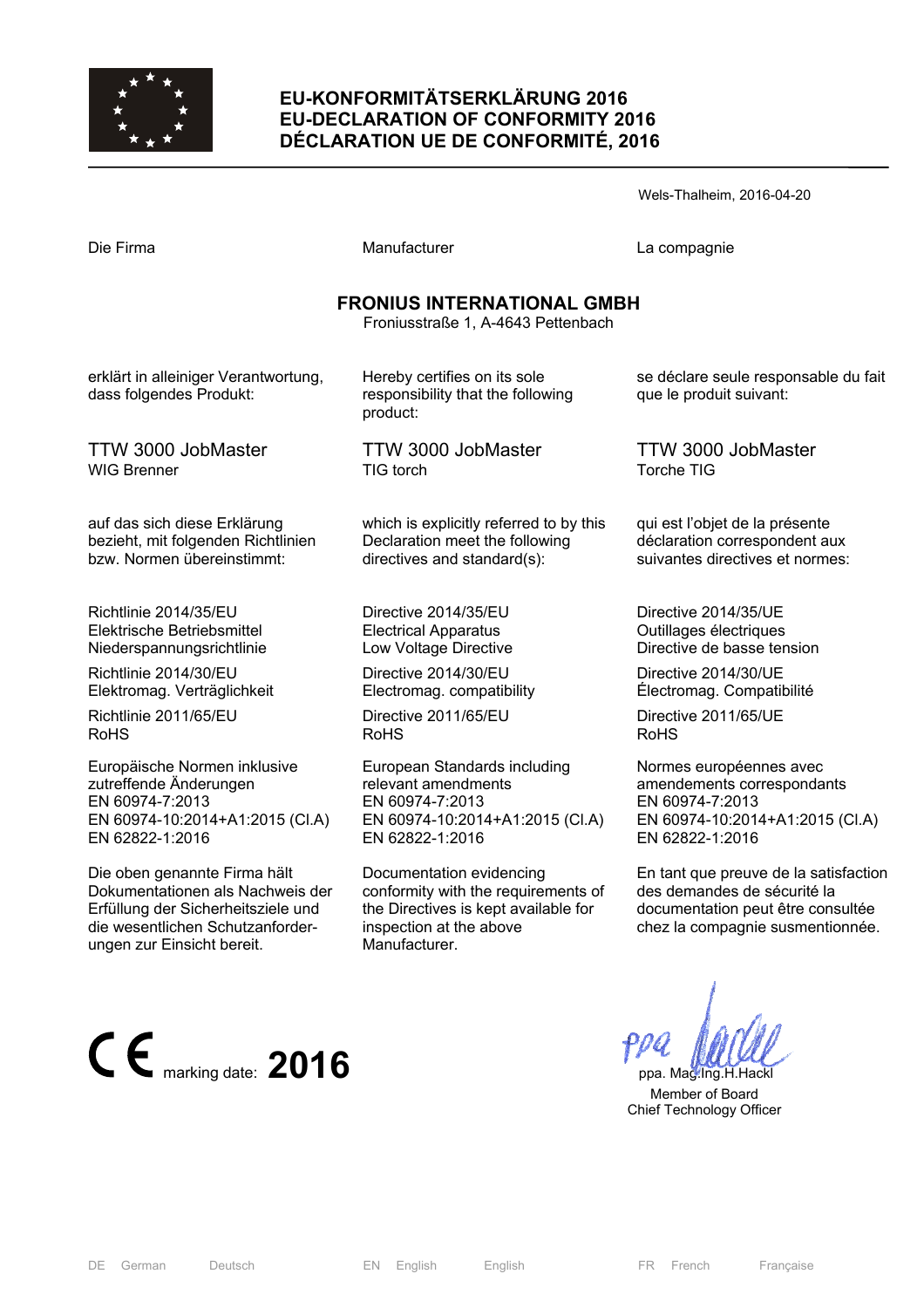# EU-KONFORMITÄTSERKLÄRUNG 2016
# EU-DECLARATION OF CONFORMITY 2016
# DÉCLARATION UE DE CONFORMITÉ, 2016

Wels-Thalheim, 2016-04-20

| Die Firma | Manufacturer | La compagnie |
|---|---|---|

**FRONIUS INTERNATIONAL GMBH**
Froniusstraße 1, A-4643 Pettenbach

| | | |
|---|---|---|
| erklärt in alleiniger Verantwortung, dass folgendes Produkt: | Hereby certifies on its sole responsibility that the following product: | se déclare seule responsable du fait que le produit suivant: |
| TTW 3000 JobMaster<br>WIG Brenner | TTW 3000 JobMaster<br>TIG torch | TTW 3000 JobMaster<br>Torche TIG |
| auf das sich diese Erklärung bezieht, mit folgenden Richtlinien bzw. Normen übereinstimmt: | which is explicitly referred to by this Declaration meet the following directives and standard(s): | qui est l'objet de la présente déclaration correspondent aux suivantes directives et normes: |
| Richtlinie 2014/35/EU<br>Elektrische Betriebsmittel Niederspannungsrichtlinie | Directive 2014/35/EU<br>Electrical Apparatus<br>Low Voltage Directive | Directive 2014/35/UE<br>Outillages éléctriques<br>Directive de basse tension |
| Richtlinie 2014/30/EU<br>Elektromag. Verträglichkeit | Directive 2014/30/EU<br>Electromag. compatibility | Directive 2014/30/UE<br>Électromag. Compatibilité |
| Richtlinie 2011/65/EU<br>RoHS | Directive 2011/65/EU<br>RoHS | Directive 2011/65/UE<br>RoHS |
| Europäische Normen inklusive zutreffende Änderungen<br>EN 60974-7:2013<br>EN 60974-10:2014+A1:2015 (Cl.A)<br>EN 62822-1:2016 | European Standards including relevant amendments<br>EN 60974-7:2013<br>EN 60974-10:2014+A1:2015 (Cl.A)<br>EN 62822-1:2016 | Normes européennes avec amendements correspondants<br>EN 60974-7:2013<br>EN 60974-10:2014+A1:2015 (Cl.A)<br>EN 62822-1:2016 |
| Die oben genannte Firma hält Dokumentationen als Nachweis der Erfüllung der Sicherheitsziele und die wesentlichen Schutzanforder-ungen zur Einsicht bereit. | Documentation evidencing conformity with the requirements of the Directives is kept available for inspection at the above Manufacturer. | En tant que preuve de la satisfaction des demandes de sécurité la documentation peut être consultée chez la compagnie susmentionnée. |

CE marking date: **2016**

ppa. Mag.Ing.H.Hackl
Member of Board
Chief Technology Officer

DE German Deutsch | EN English English | FR French Française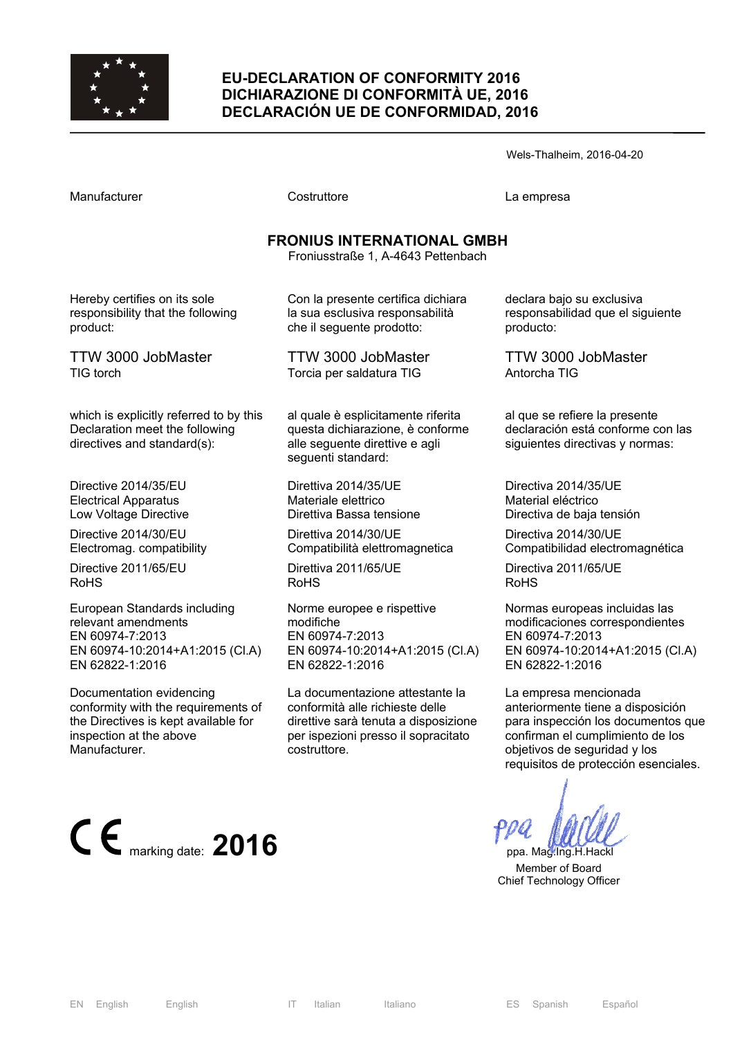# EU-DECLARATION OF CONFORMITY 2016
# DICHIARAZIONE DI CONFORMITÀ UE, 2016
# DECLARACIÓN UE DE CONFORMIDAD, 2016

Wels-Thalheim, 2016-04-20

| Manufacturer | Costruttore | La empresa |
|---|---|---|

**FRONIUS INTERNATIONAL GMBH**
Froniusstraße 1, A-4643 Pettenbach

| | | |
|---|---|---|
| Hereby certifies on its sole responsibility that the following product: | Con la presente certifica dichiara la sua esclusiva responsabilità che il seguente prodotto: | declara bajo su exclusiva responsabilidad que el siguiente producto: |
| TTW 3000 JobMaster<br>TIG torch | TTW 3000 JobMaster<br>Torcia per saldatura TIG | TTW 3000 JobMaster<br>Antorcha TIG |
| which is explicitly referred to by this Declaration meet the following directives and standard(s): | al quale è esplicitamente riferita questa dichiarazione, è conforme alle seguente direttive e agli seguenti standard: | al que se refiere la presente declaración está conforme con las siguientes directivas y normas: |
| Directive 2014/35/EU<br>Electrical Apparatus<br>Low Voltage Directive | Direttiva 2014/35/UE<br>Materiale elettrico<br>Direttiva Bassa tensione | Directiva 2014/35/UE<br>Material eléctrico<br>Directiva de baja tensión |
| Directive 2014/30/EU<br>Electromag. compatibility | Direttiva 2014/30/UE<br>Compatibilità elettromagnetica | Directiva 2014/30/UE<br>Compatibilidad electromagnética |
| Directive 2011/65/EU<br>RoHS | Direttiva 2011/65/UE<br>RoHS | Directiva 2011/65/UE<br>RoHS |
| European Standards including relevant amendments<br>EN 60974-7:2013<br>EN 60974-10:2014+A1:2015 (Cl.A)<br>EN 62822-1:2016 | Norme europee e rispettive modifiche<br>EN 60974-7:2013<br>EN 60974-10:2014+A1:2015 (Cl.A)<br>EN 62822-1:2016 | Normas europeas incluidas las modificaciones correspondientes<br>EN 60974-7:2013<br>EN 60974-10:2014+A1:2015 (Cl.A)<br>EN 62822-1:2016 |
| Documentation evidencing conformity with the requirements of the Directives is kept available for inspection at the above Manufacturer. | La documentazione attestante la conformità alle richieste delle direttive sarà tenuta a disposizione per ispezioni presso il sopracitato costruttore. | La empresa mencionada anteriormente tiene a disposición para inspección los documentos que confirman el cumplimiento de los objetivos de seguridad y los requisitos de protección esenciales. |

CE marking date: **2016**

ppa. Mag.Ing.H.Hackl
Member of Board
Chief Technology Officer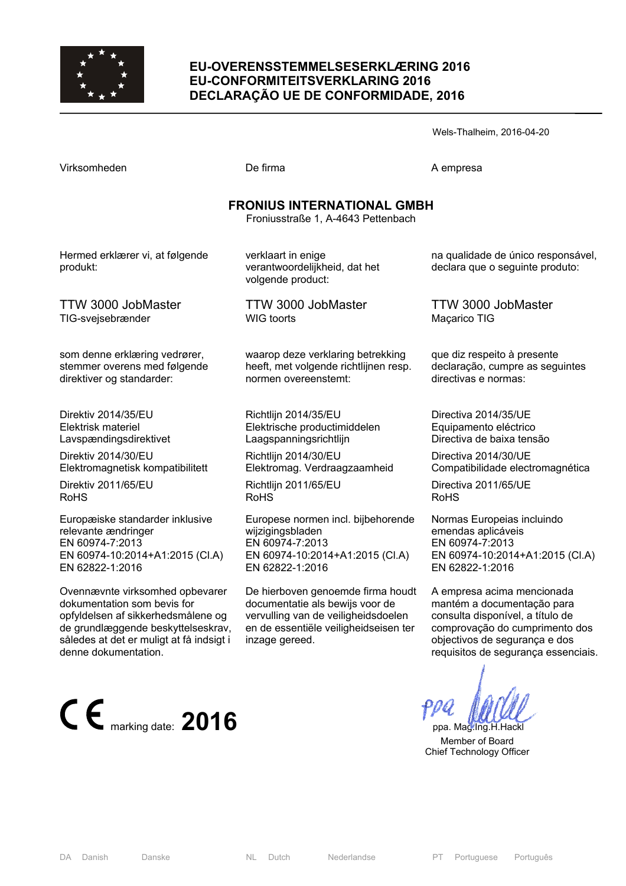# EU-OVERENSSTEMMELSESERKLÆRING 2016
# EU-CONFORMITEITSVERKLARING 2016
# DECLARAÇÃO UE DE CONFORMIDADE, 2016

Wels-Thalheim, 2016-04-20

Virksomheden

**FRONIUS INTERNATIONAL GMBH**
Froniusstraße 1, A-4643 Pettenbach

Hermed erklærer vi, at følgende produkt:

TTW 3000 JobMaster
TIG-svejsebrænder

som denne erklæring vedrører, stemmer overens med følgende direktiver og standarder:

Direktiv 2014/35/EU
Elektrisk materiel
Lavspændingsdirektivet

Direktiv 2014/30/EU
Elektromagnetisk kompatibilitett

Direktiv 2011/65/EU
RoHS

Europæiske standarder inklusive relevante ændringer
EN 60974-7:2013
EN 60974-10:2014+A1:2015 (Cl.A)
EN 62822-1:2016

Ovennævnte virksomhed opbevarer dokumentation som bevis for opfyldelsen af sikkerhedsmålene og de grundlæggende beskyttelseskrav, således at det er muligt at få indsigt i denne dokumentation.

---

De firma

**FRONIUS INTERNATIONAL GMBH**
Froniusstraße 1, A-4643 Pettenbach

verklaart in enige verantwoordelijkheid, dat het volgende product:

TTW 3000 JobMaster
WIG toorts

waarop deze verklaring betrekking heeft, met volgende richtlijnen resp. normen overeenstemt:

Richtlijn 2014/35/EU
Elektrische productimiddelen
Laagspanningsrichtlijn

Richtlijn 2014/30/EU
Elektromag. Verdraagzaamheid

Richtlijn 2011/65/EU
RoHS

Europese normen incl. bijbehorende wijzigingsbladen
EN 60974-7:2013
EN 60974-10:2014+A1:2015 (Cl.A)
EN 62822-1:2016

De hierboven genoemde firma houdt documentatie als bewijs voor de vervulling van de veiligheidsdoelen en de essentiële veiligheidseisen ter inzage gereed.

---

A empresa

**FRONIUS INTERNATIONAL GMBH**
Froniusstraße 1, A-4643 Pettenbach

na qualidade de único responsável, declara que o seguinte produto:

TTW 3000 JobMaster
Maçarico TIG

que diz respeito à presente declaração, cumpre as seguintes directivas e normas:

Directiva 2014/35/UE
Equipamento eléctrico
Directiva de baixa tensão

Directiva 2014/30/UE
Compatibilidade electromagnética

Directiva 2011/65/UE
RoHS

Normas Europeias incluindo emendas aplicáveis
EN 60974-7:2013
EN 60974-10:2014+A1:2015 (Cl.A)
EN 62822-1:2016

A empresa acima mencionada mantém a documentação para consulta disponível, a título de comprovação do cumprimento dos objectivos de segurança e dos requisitos de segurança essenciais.

---

CE marking date: **2016**

ppa. Mag.Ing.H.Hackl
Member of Board
Chief Technology Officer

DA Danish Danske | NL Dutch Nederlandse | PT Portuguese Português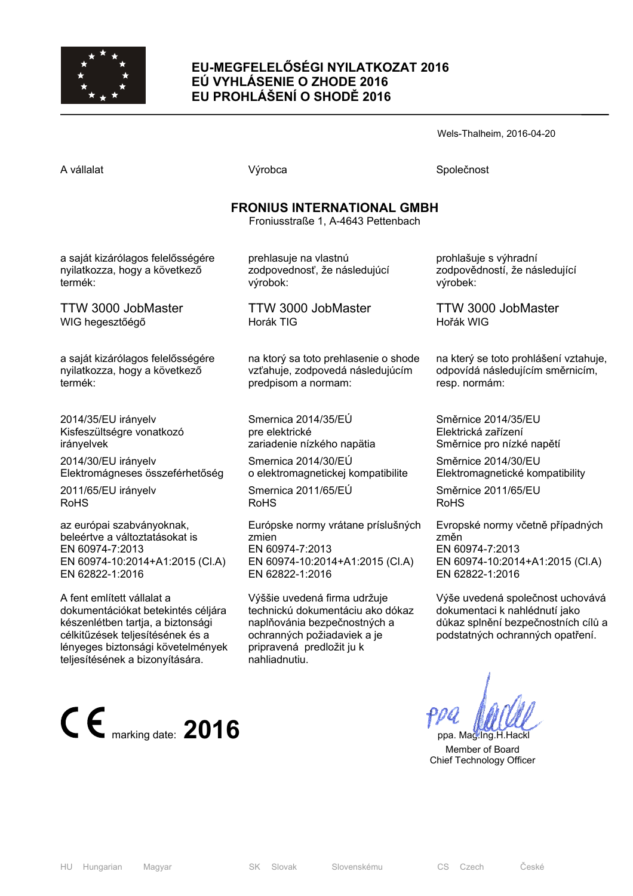# EU-MEGFELELŐSÉGI NYILATKOZAT 2016
# EÚ VYHLÁSENIE O ZHODE 2016
# EU PROHLÁŠENÍ O SHODĚ 2016

Wels-Thalheim, 2016-04-20

| A vállalat | Výrobca | Společnost |
|---|---|---|

**FRONIUS INTERNATIONAL GMBH**
Froniusstraße 1, A-4643 Pettenbach

| | | |
|---|---|---|
| a saját kizárólagos felelősségére nyilatkozza, hogy a következő termék: | prehlasuje na vlastnú zodpovednosť, že následujúcí výrobok: | prohlašuje s výhradní zodpovědností, že následující výrobek: |
| TTW 3000 JobMaster<br>WIG hegesztőégő | TTW 3000 JobMaster<br>Horák TIG | TTW 3000 JobMaster<br>Hořák WIG |
| a saját kizárólagos felelősségére nyilatkozza, hogy a következő termék: | na ktorý sa toto prehlasenie o shode vzťahuje, zodpovedá následujúcím predpisom a normam: | na který se toto prohlášení vztahuje, odpovídá následujícím směrnicím, resp. normám: |
| 2014/35/EU irányelv<br>Kisfeszültségre vonatkozó irányelvek | Smernica 2014/35/EÚ<br>pre elektrické zariadenie nízkého napätia | Směrnice 2014/35/EU<br>Elektrická zařízení<br>Směrnice pro nízké napětí |
| 2014/30/EU irányelv<br>Elektromágneses összeférhetőség | Smernica 2014/30/EÚ<br>o elektromagnetickej kompatibilite | Směrnice 2014/30/EU<br>Elektromagnetické kompatibility |
| 2011/65/EU irányelv<br>RoHS | Smernica 2011/65/EÚ<br>RoHS | Směrnice 2011/65/EU<br>RoHS |
| az európai szabványoknak, beleértve a változtatásokat is<br>EN 60974-7:2013<br>EN 60974-10:2014+A1:2015 (Cl.A)<br>EN 62822-1:2016 | Európske normy vrátane príslušných zmien<br>EN 60974-7:2013<br>EN 60974-10:2014+A1:2015 (Cl.A)<br>EN 62822-1:2016 | Evropské normy včetně případných změn<br>EN 60974-7:2013<br>EN 60974-10:2014+A1:2015 (Cl.A)<br>EN 62822-1:2016 |
| A fent említett vállalat a dokumentációkat betekintés céljára készenlétben tartja, a biztonsági célkitűzések teljesítésének és a lényeges biztonsági követelmények teljesítésének a bizonyítására. | Výššie uvedená firma udržuje technickú dokumentáciu ako dókaz naplňovánia bezpečnostných a ochranných požiadaviek a je pripravená predložit ju k nahliadnutiu. | Výše uvedená společnost uchovává dokumentaci k nahlédnutí jako důkaz splnění bezpečnostních cílů a podstatných ochranných opatření. |

CE marking date: **2016**

ppa. Mag.Ing.H.Hackl
Member of Board
Chief Technology Officer

HU Hungarian Magyar — SK Slovak Slovenskému — CS Czech České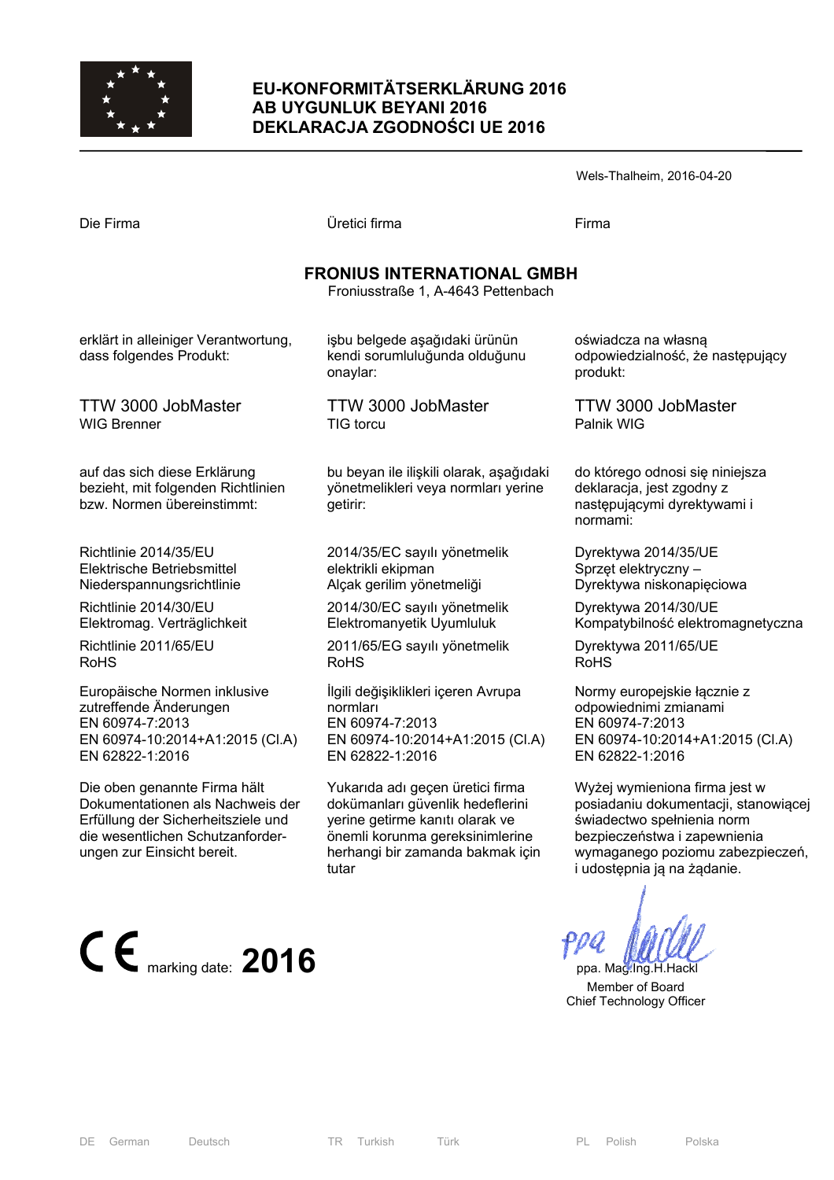# EU-KONFORMITÄTSERKLÄRUNG 2016
# AB UYGUNLUK BEYANI 2016
# DEKLARACJA ZGODNOŚCI UE 2016

Wels-Thalheim, 2016-04-20

Die Firma

**FRONIUS INTERNATIONAL GMBH**
Froniusstraße 1, A-4643 Pettenbach

erklärt in alleiniger Verantwortung, dass folgendes Produkt:

TTW 3000 JobMaster
WIG Brenner

auf das sich diese Erklärung bezieht, mit folgenden Richtlinien bzw. Normen übereinstimmt:

Richtlinie 2014/35/EU
Elektrische Betriebsmittel Niederspannungsrichtlinie

Richtlinie 2014/30/EU
Elektromag. Verträglichkeit

Richtlinie 2011/65/EU
RoHS

Europäische Normen inklusive zutreffende Änderungen
EN 60974-7:2013
EN 60974-10:2014+A1:2015 (Cl.A)
EN 62822-1:2016

Die oben genannte Firma hält Dokumentationen als Nachweis der Erfüllung der Sicherheitsziele und die wesentlichen Schutzanforderungen zur Einsicht bereit.

Üretici firma

**FRONIUS INTERNATIONAL GMBH**
Froniusstraße 1, A-4643 Pettenbach

işbu belgede aşağıdaki ürünün kendi sorumluluğunda olduğunu onaylar:

TTW 3000 JobMaster
TIG torcu

bu beyan ile ilişkili olarak, aşağıdaki yönetmelikleri veya normları yerine getirir:

2014/35/EC sayılı yönetmelik
elektrikli ekipman
Alçak gerilim yönetmeliği

2014/30/EC sayılı yönetmelik
Elektromanyetik Uyumluluk

2011/65/EG sayılı yönetmelik
RoHS

İlgili değişiklikleri içeren Avrupa normları
EN 60974-7:2013
EN 60974-10:2014+A1:2015 (Cl.A)
EN 62822-1:2016

Yukarıda adı geçen üretici firma dokümanları güvenlik hedeflerini yerine getirme kanıtı olarak ve önemli korunma gereksinimlerine herhangi bir zamanda bakmak için tutar

Firma

**FRONIUS INTERNATIONAL GMBH**
Froniusstraße 1, A-4643 Pettenbach

oświadcza na własną odpowiedzialność, że następujący produkt:

TTW 3000 JobMaster
Palnik WIG

do którego odnosi się niniejsza deklaracja, jest zgodny z następującymi dyrektywami i normami:

Dyrektywa 2014/35/UE
Sprzęt elektryczny – Dyrektywa niskonapięciowa

Dyrektywa 2014/30/UE
Kompatybilność elektromagnetyczna

Dyrektywa 2011/65/UE
RoHS

Normy europejskie łącznie z odpowiednimi zmianami
EN 60974-7:2013
EN 60974-10:2014+A1:2015 (Cl.A)
EN 62822-1:2016

Wyżej wymieniona firma jest w posiadaniu dokumentacji, stanowiącej świadectwo spełnienia norm bezpieczeństwa i zapewnienia wymaganego poziomu zabezpieczeń, i udostępnia ją na żądanie.

CE marking date: **2016**

ppa. Mag.Ing.H.Hackl
Member of Board
Chief Technology Officer

DE German Deutsch | TR Turkish Türk | PL Polish Polska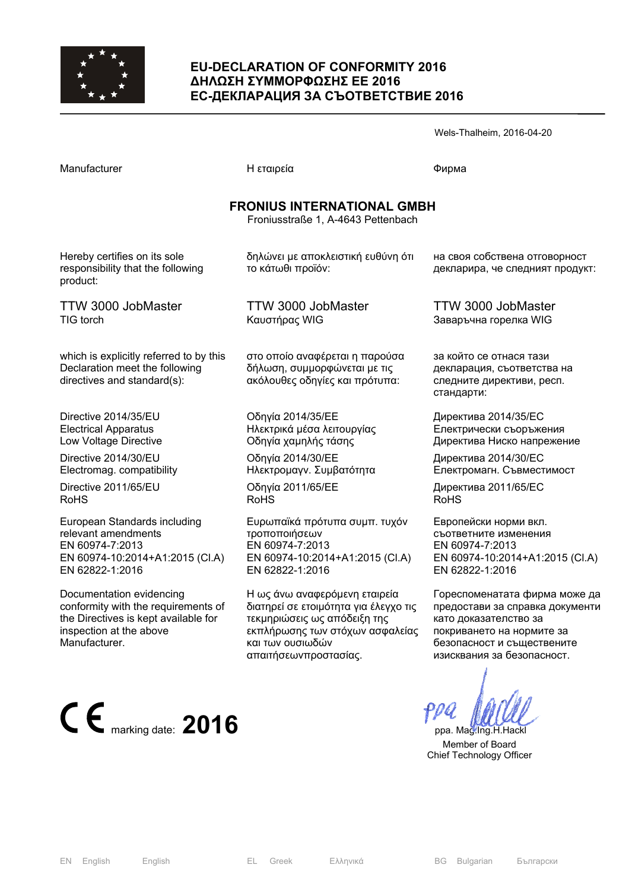# EU-DECLARATION OF CONFORMITY 2016
# ΔΗΛΩΣΗ ΣΥΜΜΟΡΦΩΣΗΣ ΕΕ 2016
# ЕС-ДЕКЛАРАЦИЯ ЗА СЪОТВЕТСТВИЕ 2016

Wels-Thalheim, 2016-04-20

| Manufacturer | Η εταιρεία | Фирма |
|---|---|---|

**FRONIUS INTERNATIONAL GMBH**
Froniusstraße 1, A-4643 Pettenbach

| | | |
|---|---|---|
| Hereby certifies on its sole responsibility that the following product: | δηλώνει με αποκλειστική ευθύνη ότι το κάτωθι προϊόν: | на своя собствена отговорност декларира, че следният продукт: |
| TTW 3000 JobMaster<br>TIG torch | TTW 3000 JobMaster<br>Καυστήρας WIG | TTW 3000 JobMaster<br>Заваръчна горелка WIG |
| which is explicitly referred to by this Declaration meet the following directives and standard(s): | στο οποίο αναφέρεται η παρούσα δήλωση, συμμορφώνεται με τις ακόλουθες οδηγίες και πρότυπα: | за който се отнася тази декларация, съответства на следните директиви, респ. стандарти: |
| Directive 2014/35/EU<br>Electrical Apparatus<br>Low Voltage Directive | Οδηγία 2014/35/ΕΕ<br>Ηλεκτρικά μέσα λειτουργίας<br>Οδηγία χαμηλής τάσης | Директива 2014/35/ЕС<br>Електрически съоръжения<br>Директива Ниско напрежение |
| Directive 2014/30/EU<br>Electromag. compatibility | Οδηγία 2014/30/ΕΕ<br>Ηλεκτρομαγν. Συμβατότητα | Директива 2014/30/ЕС<br>Електромагн. Съвместимост |
| Directive 2011/65/EU<br>RoHS | Οδηγία 2011/65/ΕΕ<br>RoHS | Директива 2011/65/ЕС<br>RoHS |
| European Standards including relevant amendments<br>EN 60974-7:2013<br>EN 60974-10:2014+A1:2015 (Cl.A)<br>EN 62822-1:2016 | Ευρωπαϊκά πρότυπα συμπ. τυχόν τροποποιήσεων<br>EN 60974-7:2013<br>EN 60974-10:2014+A1:2015 (Cl.A)<br>EN 62822-1:2016 | Европейски норми вкл. съответните изменения<br>EN 60974-7:2013<br>EN 60974-10:2014+A1:2015 (Cl.A)<br>EN 62822-1:2016 |
| Documentation evidencing conformity with the requirements of the Directives is kept available for inspection at the above Manufacturer. | Η ως άνω αναφερόμενη εταιρεία διατηρεί σε ετοιμότητα για έλεγχο τις τεκμηριώσεις ως απόδειξη της εκπλήρωσης των στόχων ασφαλείας και των ουσιωδών απαιτήσεωνπροστασίας. | Гореспоменатата фирма може да предостави за справка документи като доказателство за покриването на нормите за безопасност и съществените изисквания за безопасност. |

CE marking date: **2016**

ppa. Mag.Ing.H.Hackl
Member of Board
Chief Technology Officer

EN English English | EL Greek Ελληνικά | BG Bulgarian Български